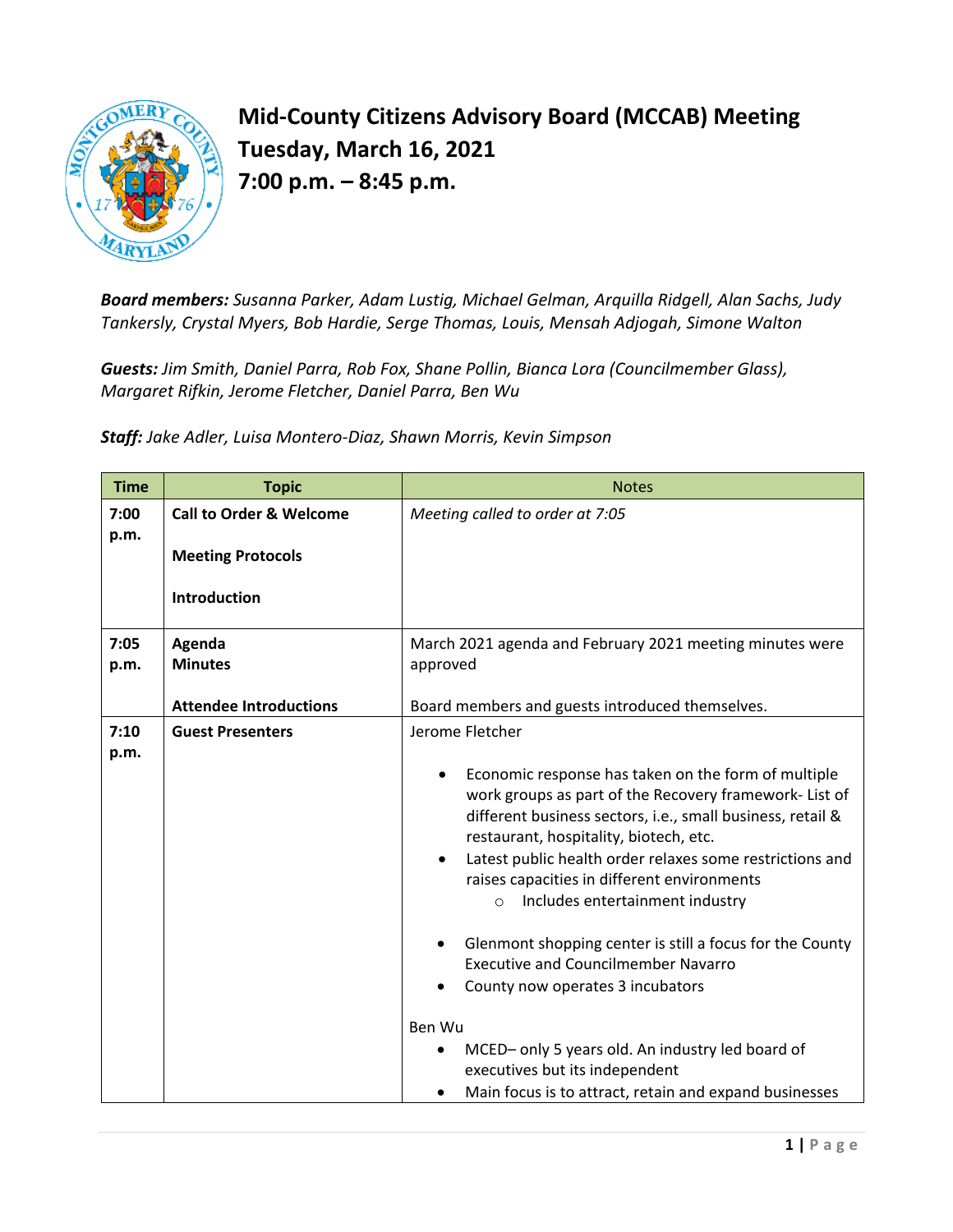# Mid-County Citizens Advisory Board (MCCAB) Meeting
# Tuesday, March 16, 2021
# 7:00 p.m. – 8:45 p.m.

***Board members:*** *Susanna Parker, Adam Lustig, Michael Gelman, Arquilla Ridgell, Alan Sachs, Judy Tankersly, Crystal Myers, Bob Hardie, Serge Thomas, Louis, Mensah Adjogah, Simone Walton*

***Guests:*** *Jim Smith, Daniel Parra, Rob Fox, Shane Pollin, Bianca Lora (Councilmember Glass), Margaret Rifkin, Jerome Fletcher, Daniel Parra, Ben Wu*

***Staff:*** *Jake Adler, Luisa Montero-Diaz, Shawn Morris, Kevin Simpson*

| Time | Topic | Notes |
|---|---|---|
| **7:00 p.m.** | **Call to Order & Welcome**<br><br>**Meeting Protocols**<br><br>**Introduction** | *Meeting called to order at 7:05* |
| **7:05 p.m.** | **Agenda**<br>**Minutes**<br><br>**Attendee Introductions** | March 2021 agenda and February 2021 meeting minutes were approved<br><br>Board members and guests introduced themselves. |
| **7:10 p.m.** | **Guest Presenters** | Jerome Fletcher<br><br>• Economic response has taken on the form of multiple work groups as part of the Recovery framework- List of different business sectors, i.e., small business, retail & restaurant, hospitality, biotech, etc.<br>• Latest public health order relaxes some restrictions and raises capacities in different environments<br>&nbsp;&nbsp;&nbsp;&nbsp;○ Includes entertainment industry<br><br>• Glenmont shopping center is still a focus for the County Executive and Councilmember Navarro<br>• County now operates 3 incubators<br><br>Ben Wu<br>• MCED– only 5 years old. An industry led board of executives but its independent<br>• Main focus is to attract, retain and expand businesses |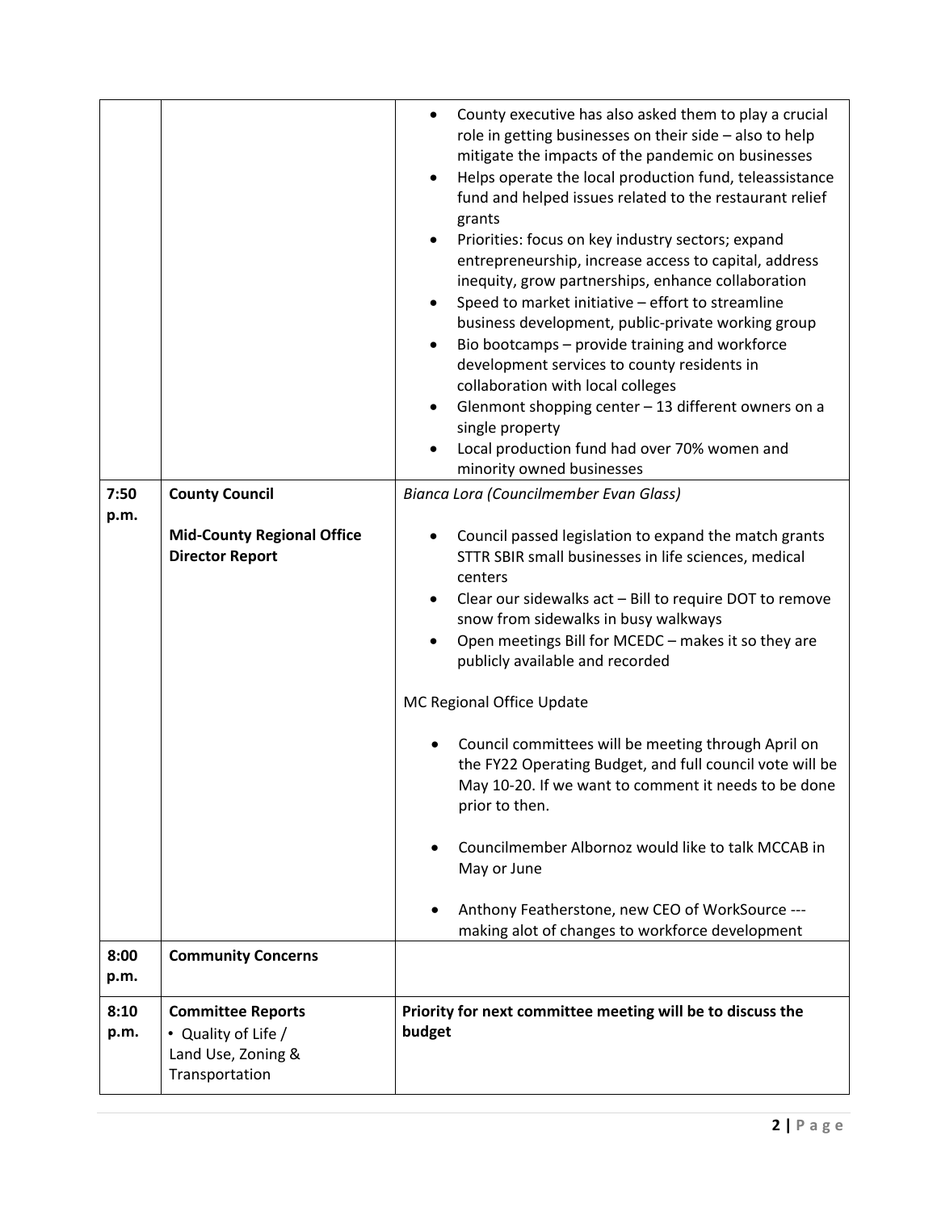| | | |
|---|---|---|
| | | • County executive has also asked them to play a crucial role in getting businesses on their side – also to help mitigate the impacts of the pandemic on businesses<br>• Helps operate the local production fund, teleassistance fund and helped issues related to the restaurant relief grants<br>• Priorities: focus on key industry sectors; expand entrepreneurship, increase access to capital, address inequity, grow partnerships, enhance collaboration<br>• Speed to market initiative – effort to streamline business development, public-private working group<br>• Bio bootcamps – provide training and workforce development services to county residents in collaboration with local colleges<br>• Glenmont shopping center – 13 different owners on a single property<br>• Local production fund had over 70% women and minority owned businesses |
| 7:50 p.m. | **County Council**<br><br>**Mid-County Regional Office Director Report** | *Bianca Lora (Councilmember Evan Glass)*<br><br>• Council passed legislation to expand the match grants STTR SBIR small businesses in life sciences, medical centers<br>• Clear our sidewalks act – Bill to require DOT to remove snow from sidewalks in busy walkways<br>• Open meetings Bill for MCEDC – makes it so they are publicly available and recorded<br><br>MC Regional Office Update<br><br>• Council committees will be meeting through April on the FY22 Operating Budget, and full council vote will be May 10-20. If we want to comment it needs to be done prior to then.<br><br>• Councilmember Albornoz would like to talk MCCAB in May or June<br><br>• Anthony Featherstone, new CEO of WorkSource --- making alot of changes to workforce development |
| 8:00 p.m. | **Community Concerns** | |
| 8:10 p.m. | **Committee Reports**<br>• Quality of Life / Land Use, Zoning & Transportation | **Priority for next committee meeting will be to discuss the budget** |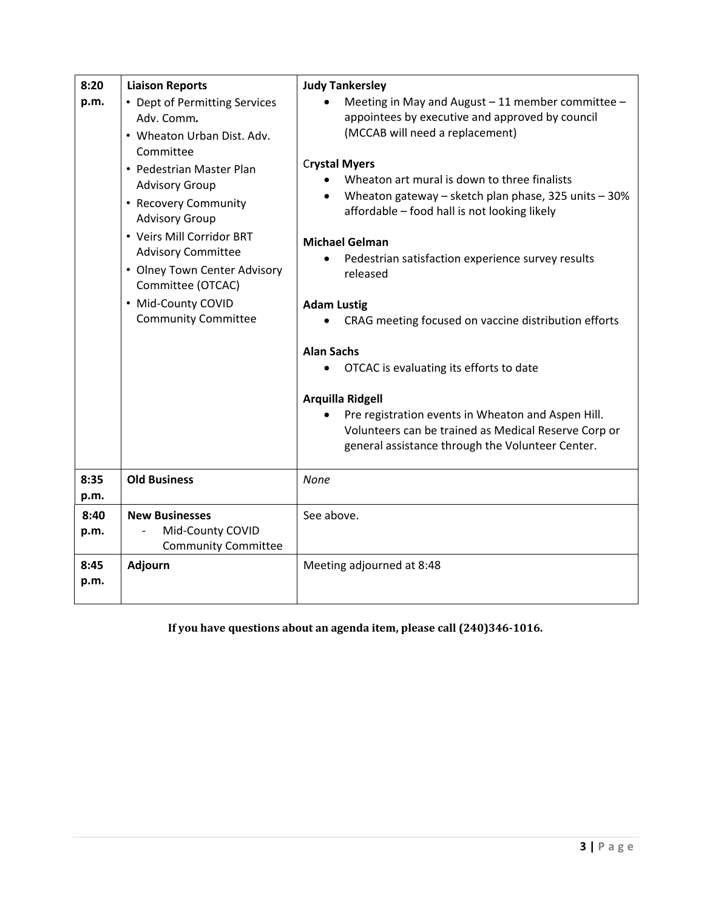| | | |
|---|---|---|
| 8:20 p.m. | **Liaison Reports**<br>• Dept of Permitting Services Adv. Comm*.*<br>• Wheaton Urban Dist. Adv. Committee<br>• Pedestrian Master Plan Advisory Group<br>• Recovery Community Advisory Group<br>• Veirs Mill Corridor BRT Advisory Committee<br>• Olney Town Center Advisory Committee (OTCAC)<br>• Mid-County COVID Community Committee | **Judy Tankersley**<br>• Meeting in May and August – 11 member committee – appointees by executive and approved by council (MCCAB will need a replacement)<br><br>C**rystal Myers**<br>• Wheaton art mural is down to three finalists<br>• Wheaton gateway – sketch plan phase, 325 units – 30% affordable – food hall is not looking likely<br><br>**Michael Gelman**<br>• Pedestrian satisfaction experience survey results released<br><br>**Adam Lustig**<br>• CRAG meeting focused on vaccine distribution efforts<br><br>**Alan Sachs**<br>• OTCAC is evaluating its efforts to date<br><br>**Arquilla Ridgell**<br>• Pre registration events in Wheaton and Aspen Hill. Volunteers can be trained as Medical Reserve Corp or general assistance through the Volunteer Center. |
| 8:35 p.m. | **Old Business** | *None* |
| 8:40 p.m. | **New Businesses**<br>- Mid-County COVID Community Committee | See above. |
| 8:45 p.m. | **Adjourn** | Meeting adjourned at 8:48 |

**If you have questions about an agenda item, please call (240)346-1016.**